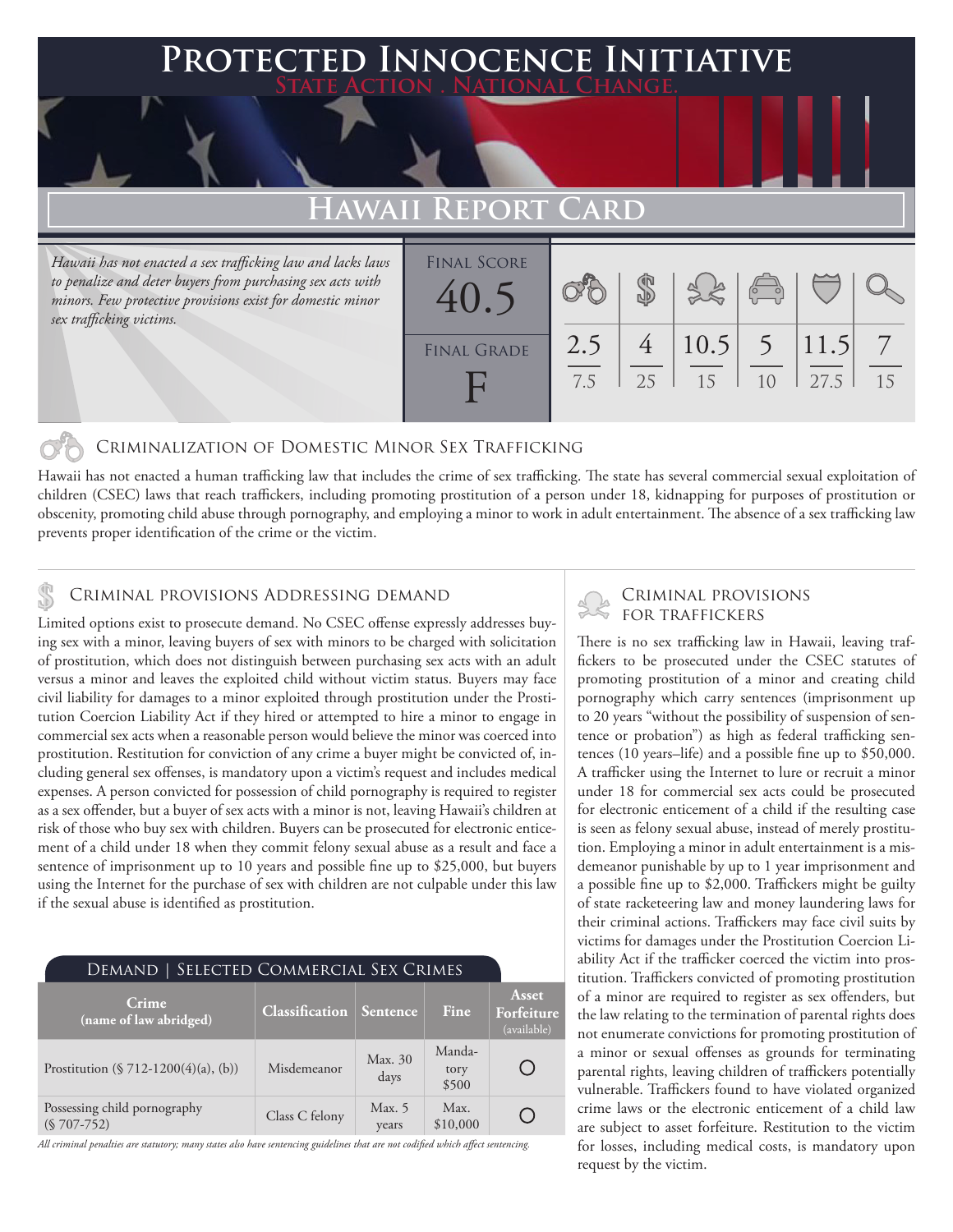# Protected Innocence Initiative

**State Action . National Change.**

## Hawaii Report Card

*Hawaii has not enacted a sex trafficking law and lacks laws to penalize and deter buyers from purchasing sex acts with minors. Few protective provisions exist for domestic minor sex trafficking victims.*

**Final Score:** 40.5

**Final Grade:** F

| Criminalization | Demand | Traffickers | Facilitators | Protective Provisions | Investigation & Prosecution |
|---|---|---|---|---|---|
| 2.5/7.5 | 4/25 | 10.5/15 | 5/10 | 11.5/27.5 | 7/15 |

### Criminalization of Domestic Minor Sex Trafficking

Hawaii has not enacted a human trafficking law that includes the crime of sex trafficking. The state has several commercial sexual exploitation of children (CSEC) laws that reach traffickers, including promoting prostitution of a person under 18, kidnapping for purposes of prostitution or obscenity, promoting child abuse through pornography, and employing a minor to work in adult entertainment. The absence of a sex trafficking law prevents proper identification of the crime or the victim.

### Criminal provisions Addressing demand

Limited options exist to prosecute demand. No CSEC offense expressly addresses buying sex with a minor, leaving buyers of sex with minors to be charged with solicitation of prostitution, which does not distinguish between purchasing sex acts with an adult versus a minor and leaves the exploited child without victim status. Buyers may face civil liability for damages to a minor exploited through prostitution under the Prostitution Coercion Liability Act if they hired or attempted to hire a minor to engage in commercial sex acts when a reasonable person would believe the minor was coerced into prostitution. Restitution for conviction of any crime a buyer might be convicted of, including general sex offenses, is mandatory upon a victim's request and includes medical expenses. A person convicted for possession of child pornography is required to register as a sex offender, but a buyer of sex acts with a minor is not, leaving Hawaii's children at risk of those who buy sex with children. Buyers can be prosecuted for electronic enticement of a child under 18 when they commit felony sexual abuse as a result and face a sentence of imprisonment up to 10 years and possible fine up to $25,000, but buyers using the Internet for the purchase of sex with children are not culpable under this law if the sexual abuse is identified as prostitution.

**Demand | Selected Commercial Sex Crimes**

| Crime (name of law abridged) | Classification | Sentence | Fine | Asset Forfeiture (available) |
|---|---|---|---|---|
| Prostitution (§ 712-1200(4)(a), (b)) | Misdemeanor | Max. 30 days | Mandatory $500 | ○ |
| Possessing child pornography (§ 707-752) | Class C felony | Max. 5 years | Max. $10,000 | ○ |

*All criminal penalties are statutory; many states also have sentencing guidelines that are not codified which affect sentencing.*

### Criminal provisions for traffickers

There is no sex trafficking law in Hawaii, leaving traffickers to be prosecuted under the CSEC statutes of promoting prostitution of a minor and creating child pornography which carry sentences (imprisonment up to 20 years "without the possibility of suspension of sentence or probation") as high as federal trafficking sentences (10 years–life) and a possible fine up to $50,000. A trafficker using the Internet to lure or recruit a minor under 18 for commercial sex acts could be prosecuted for electronic enticement of a child if the resulting case is seen as felony sexual abuse, instead of merely prostitution. Employing a minor in adult entertainment is a misdemeanor punishable by up to 1 year imprisonment and a possible fine up to $2,000. Traffickers might be guilty of state racketeering law and money laundering laws for their criminal actions. Traffickers may face civil suits by victims for damages under the Prostitution Coercion Liability Act if the trafficker coerced the victim into prostitution. Traffickers convicted of promoting prostitution of a minor are required to register as sex offenders, but the law relating to the termination of parental rights does not enumerate convictions for promoting prostitution of a minor or sexual offenses as grounds for terminating parental rights, leaving children of traffickers potentially vulnerable. Traffickers found to have violated organized crime laws or the electronic enticement of a child law are subject to asset forfeiture. Restitution to the victim for losses, including medical costs, is mandatory upon request by the victim.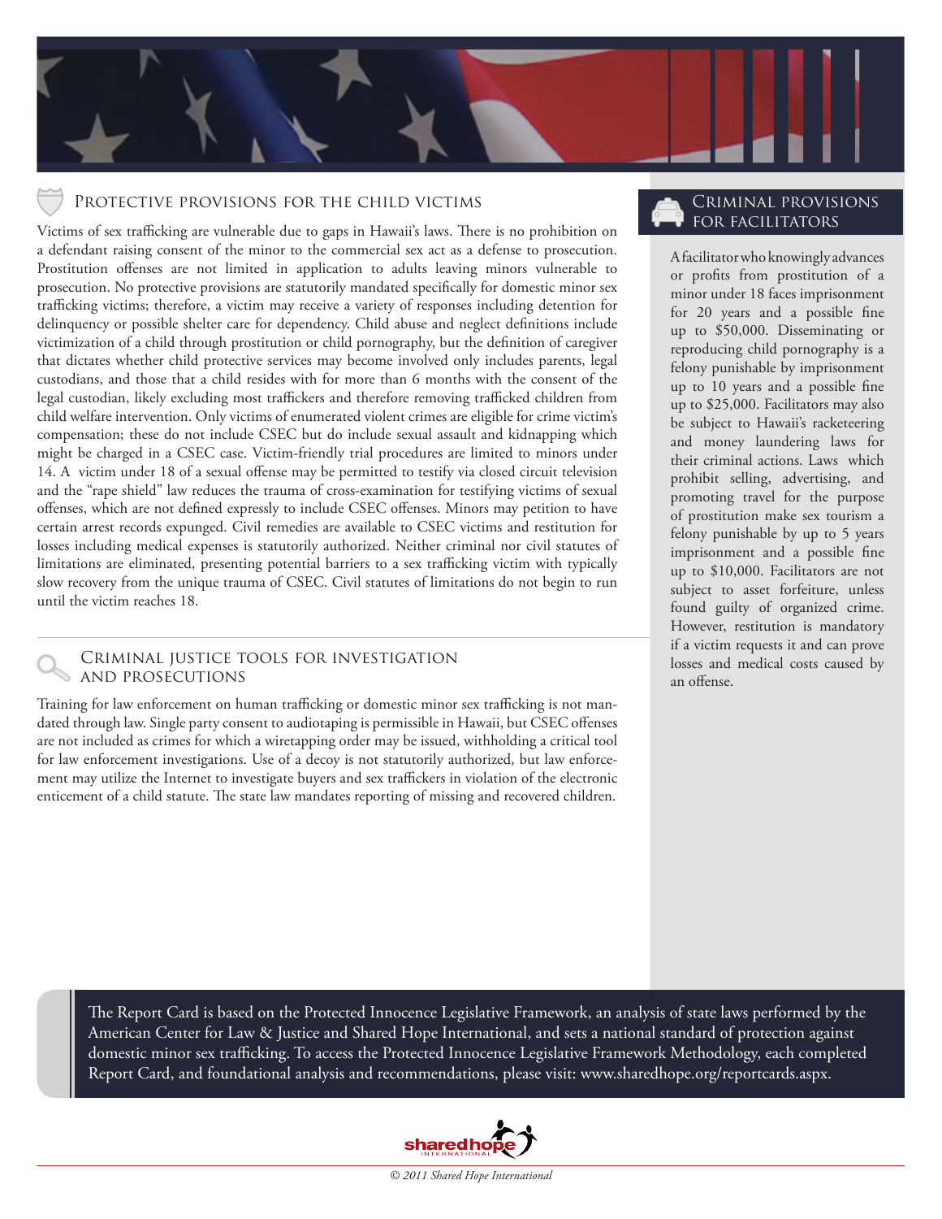## Protective provisions for the child victims

Victims of sex trafficking are vulnerable due to gaps in Hawaii's laws. There is no prohibition on a defendant raising consent of the minor to the commercial sex act as a defense to prosecution. Prostitution offenses are not limited in application to adults leaving minors vulnerable to prosecution. No protective provisions are statutorily mandated specifically for domestic minor sex trafficking victims; therefore, a victim may receive a variety of responses including detention for delinquency or possible shelter care for dependency. Child abuse and neglect definitions include victimization of a child through prostitution or child pornography, but the definition of caregiver that dictates whether child protective services may become involved only includes parents, legal custodians, and those that a child resides with for more than 6 months with the consent of the legal custodian, likely excluding most traffickers and therefore removing trafficked children from child welfare intervention. Only victims of enumerated violent crimes are eligible for crime victim's compensation; these do not include CSEC but do include sexual assault and kidnapping which might be charged in a CSEC case. Victim-friendly trial procedures are limited to minors under 14. A victim under 18 of a sexual offense may be permitted to testify via closed circuit television and the "rape shield" law reduces the trauma of cross-examination for testifying victims of sexual offenses, which are not defined expressly to include CSEC offenses. Minors may petition to have certain arrest records expunged. Civil remedies are available to CSEC victims and restitution for losses including medical expenses is statutorily authorized. Neither criminal nor civil statutes of limitations are eliminated, presenting potential barriers to a sex trafficking victim with typically slow recovery from the unique trauma of CSEC. Civil statutes of limitations do not begin to run until the victim reaches 18.

## Criminal justice tools for investigation and prosecutions

Training for law enforcement on human trafficking or domestic minor sex trafficking is not mandated through law. Single party consent to audiotaping is permissible in Hawaii, but CSEC offenses are not included as crimes for which a wiretapping order may be issued, withholding a critical tool for law enforcement investigations. Use of a decoy is not statutorily authorized, but law enforcement may utilize the Internet to investigate buyers and sex traffickers in violation of the electronic enticement of a child statute. The state law mandates reporting of missing and recovered children.

## Criminal provisions for facilitators

A facilitator who knowingly advances or profits from prostitution of a minor under 18 faces imprisonment for 20 years and a possible fine up to $50,000. Disseminating or reproducing child pornography is a felony punishable by imprisonment up to 10 years and a possible fine up to $25,000. Facilitators may also be subject to Hawaii's racketeering and money laundering laws for their criminal actions. Laws which prohibit selling, advertising, and promoting travel for the purpose of prostitution make sex tourism a felony punishable by up to 5 years imprisonment and a possible fine up to $10,000. Facilitators are not subject to asset forfeiture, unless found guilty of organized crime. However, restitution is mandatory if a victim requests it and can prove losses and medical costs caused by an offense.

The Report Card is based on the Protected Innocence Legislative Framework, an analysis of state laws performed by the American Center for Law & Justice and Shared Hope International, and sets a national standard of protection against domestic minor sex trafficking. To access the Protected Innocence Legislative Framework Methodology, each completed Report Card, and foundational analysis and recommendations, please visit: www.sharedhope.org/reportcards.aspx.

sharedhope INTERNATIONAL

*© 2011 Shared Hope International*